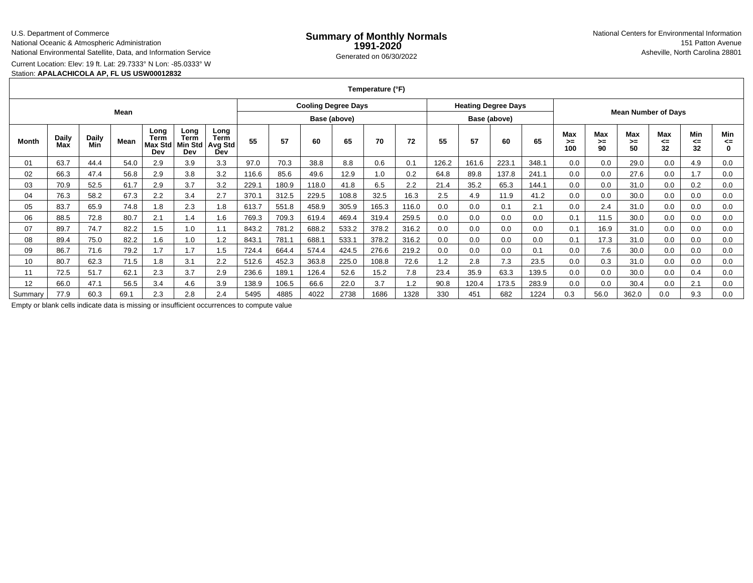U.S. Department of Commerce
National Oceanic & Atmospheric Administration
National Environmental Satellite, Data, and Information Service

# Summary of Monthly Normals 1991-2020

Generated on 06/30/2022

National Centers for Environmental Information
151 Patton Avenue
Asheville, North Carolina 28801

Current Location: Elev: 19 ft. Lat: 29.7333° N Lon: -85.0333° W
Station: **APALACHICOLA AP, FL US USW00012832**

| Temperature (°F) | | | | | | | | | | | | | | | | | | | | | | | |
|---|---|---|---|---|---|---|---|---|---|---|---|---|---|---|---|---|---|---|---|---|---|---|---|
| Mean | | | | | | | Cooling Degree Days | | | | | | Heating Degree Days | | | | Mean Number of Days | | | | | | |
| | | | | | | | Base (above) | | | | | | Base (above) | | | | | | | | | | |
| Month | Daily Max | Daily Min | Mean | Long Term Max Std Dev | Long Term Min Std Dev | Long Term Avg Std Dev | 55 | 57 | 60 | 65 | 70 | 72 | 55 | 57 | 60 | 65 | Max >= 100 | Max >= 90 | Max >= 50 | Max <= 32 | Min <= 32 | Min <= 0 |
| 01 | 63.7 | 44.4 | 54.0 | 2.9 | 3.9 | 3.3 | 97.0 | 70.3 | 38.8 | 8.8 | 0.6 | 0.1 | 126.2 | 161.6 | 223.1 | 348.1 | 0.0 | 0.0 | 29.0 | 0.0 | 4.9 | 0.0 |
| 02 | 66.3 | 47.4 | 56.8 | 2.9 | 3.8 | 3.2 | 116.6 | 85.6 | 49.6 | 12.9 | 1.0 | 0.2 | 64.8 | 89.8 | 137.8 | 241.1 | 0.0 | 0.0 | 27.6 | 0.0 | 1.7 | 0.0 |
| 03 | 70.9 | 52.5 | 61.7 | 2.9 | 3.7 | 3.2 | 229.1 | 180.9 | 118.0 | 41.8 | 6.5 | 2.2 | 21.4 | 35.2 | 65.3 | 144.1 | 0.0 | 0.0 | 31.0 | 0.0 | 0.2 | 0.0 |
| 04 | 76.3 | 58.2 | 67.3 | 2.2 | 3.4 | 2.7 | 370.1 | 312.5 | 229.5 | 108.8 | 32.5 | 16.3 | 2.5 | 4.9 | 11.9 | 41.2 | 0.0 | 0.0 | 30.0 | 0.0 | 0.0 | 0.0 |
| 05 | 83.7 | 65.9 | 74.8 | 1.8 | 2.3 | 1.8 | 613.7 | 551.8 | 458.9 | 305.9 | 165.3 | 116.0 | 0.0 | 0.0 | 0.1 | 2.1 | 0.0 | 2.4 | 31.0 | 0.0 | 0.0 | 0.0 |
| 06 | 88.5 | 72.8 | 80.7 | 2.1 | 1.4 | 1.6 | 769.3 | 709.3 | 619.4 | 469.4 | 319.4 | 259.5 | 0.0 | 0.0 | 0.0 | 0.0 | 0.1 | 11.5 | 30.0 | 0.0 | 0.0 | 0.0 |
| 07 | 89.7 | 74.7 | 82.2 | 1.5 | 1.0 | 1.1 | 843.2 | 781.2 | 688.2 | 533.2 | 378.2 | 316.2 | 0.0 | 0.0 | 0.0 | 0.0 | 0.1 | 16.9 | 31.0 | 0.0 | 0.0 | 0.0 |
| 08 | 89.4 | 75.0 | 82.2 | 1.6 | 1.0 | 1.2 | 843.1 | 781.1 | 688.1 | 533.1 | 378.2 | 316.2 | 0.0 | 0.0 | 0.0 | 0.0 | 0.1 | 17.3 | 31.0 | 0.0 | 0.0 | 0.0 |
| 09 | 86.7 | 71.6 | 79.2 | 1.7 | 1.7 | 1.5 | 724.4 | 664.4 | 574.4 | 424.5 | 276.6 | 219.2 | 0.0 | 0.0 | 0.0 | 0.1 | 0.0 | 7.6 | 30.0 | 0.0 | 0.0 | 0.0 |
| 10 | 80.7 | 62.3 | 71.5 | 1.8 | 3.1 | 2.2 | 512.6 | 452.3 | 363.8 | 225.0 | 108.8 | 72.6 | 1.2 | 2.8 | 7.3 | 23.5 | 0.0 | 0.3 | 31.0 | 0.0 | 0.0 | 0.0 |
| 11 | 72.5 | 51.7 | 62.1 | 2.3 | 3.7 | 2.9 | 236.6 | 189.1 | 126.4 | 52.6 | 15.2 | 7.8 | 23.4 | 35.9 | 63.3 | 139.5 | 0.0 | 0.0 | 30.0 | 0.0 | 0.4 | 0.0 |
| 12 | 66.0 | 47.1 | 56.5 | 3.4 | 4.6 | 3.9 | 138.9 | 106.5 | 66.6 | 22.0 | 3.7 | 1.2 | 90.8 | 120.4 | 173.5 | 283.9 | 0.0 | 0.0 | 30.4 | 0.0 | 2.1 | 0.0 |
| Summary | 77.9 | 60.3 | 69.1 | 2.3 | 2.8 | 2.4 | 5495 | 4885 | 4022 | 2738 | 1686 | 1328 | 330 | 451 | 682 | 1224 | 0.3 | 56.0 | 362.0 | 0.0 | 9.3 | 0.0 |

Empty or blank cells indicate data is missing or insufficient occurrences to compute value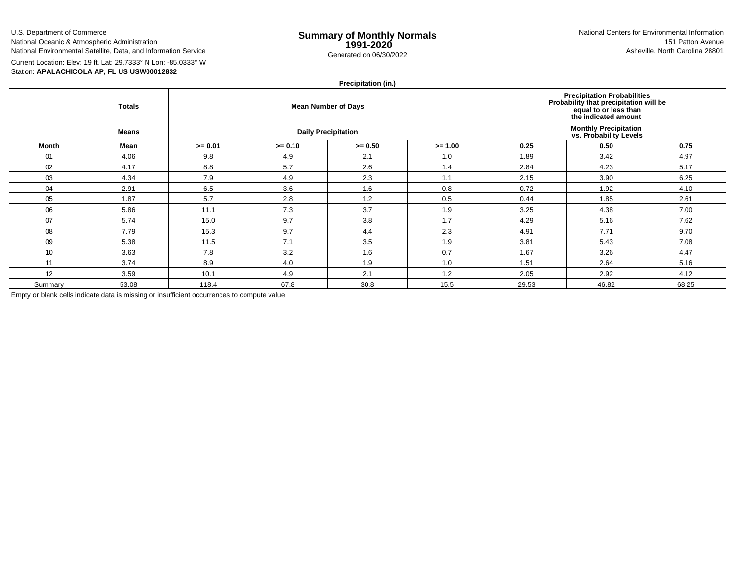U.S. Department of Commerce
National Oceanic & Atmospheric Administration
National Environmental Satellite, Data, and Information Service

# Summary of Monthly Normals 1991-2020

Generated on 06/30/2022

National Centers for Environmental Information
151 Patton Avenue
Asheville, North Carolina 28801

Current Location: Elev: 19 ft. Lat: 29.7333° N Lon: -85.0333° W
Station: **APALACHICOLA AP, FL US USW00012832**

| Precipitation (in.) | | | | | | | | |
|---|---|---|---|---|---|---|---|---|
| | **Totals** | **Mean Number of Days** | | | | **Precipitation Probabilities Probability that precipitation will be equal to or less than the indicated amount** | | |
| | **Means** | **Daily Precipitation** | | | | **Monthly Precipitation vs. Probability Levels** | | |
| **Month** | **Mean** | **>= 0.01** | **>= 0.10** | **>= 0.50** | **>= 1.00** | **0.25** | **0.50** | **0.75** |
| 01 | 4.06 | 9.8 | 4.9 | 2.1 | 1.0 | 1.89 | 3.42 | 4.97 |
| 02 | 4.17 | 8.8 | 5.7 | 2.6 | 1.4 | 2.84 | 4.23 | 5.17 |
| 03 | 4.34 | 7.9 | 4.9 | 2.3 | 1.1 | 2.15 | 3.90 | 6.25 |
| 04 | 2.91 | 6.5 | 3.6 | 1.6 | 0.8 | 0.72 | 1.92 | 4.10 |
| 05 | 1.87 | 5.7 | 2.8 | 1.2 | 0.5 | 0.44 | 1.85 | 2.61 |
| 06 | 5.86 | 11.1 | 7.3 | 3.7 | 1.9 | 3.25 | 4.38 | 7.00 |
| 07 | 5.74 | 15.0 | 9.7 | 3.8 | 1.7 | 4.29 | 5.16 | 7.62 |
| 08 | 7.79 | 15.3 | 9.7 | 4.4 | 2.3 | 4.91 | 7.71 | 9.70 |
| 09 | 5.38 | 11.5 | 7.1 | 3.5 | 1.9 | 3.81 | 5.43 | 7.08 |
| 10 | 3.63 | 7.8 | 3.2 | 1.6 | 0.7 | 1.67 | 3.26 | 4.47 |
| 11 | 3.74 | 8.9 | 4.0 | 1.9 | 1.0 | 1.51 | 2.64 | 5.16 |
| 12 | 3.59 | 10.1 | 4.9 | 2.1 | 1.2 | 2.05 | 2.92 | 4.12 |
| Summary | 53.08 | 118.4 | 67.8 | 30.8 | 15.5 | 29.53 | 46.82 | 68.25 |

Empty or blank cells indicate data is missing or insufficient occurrences to compute value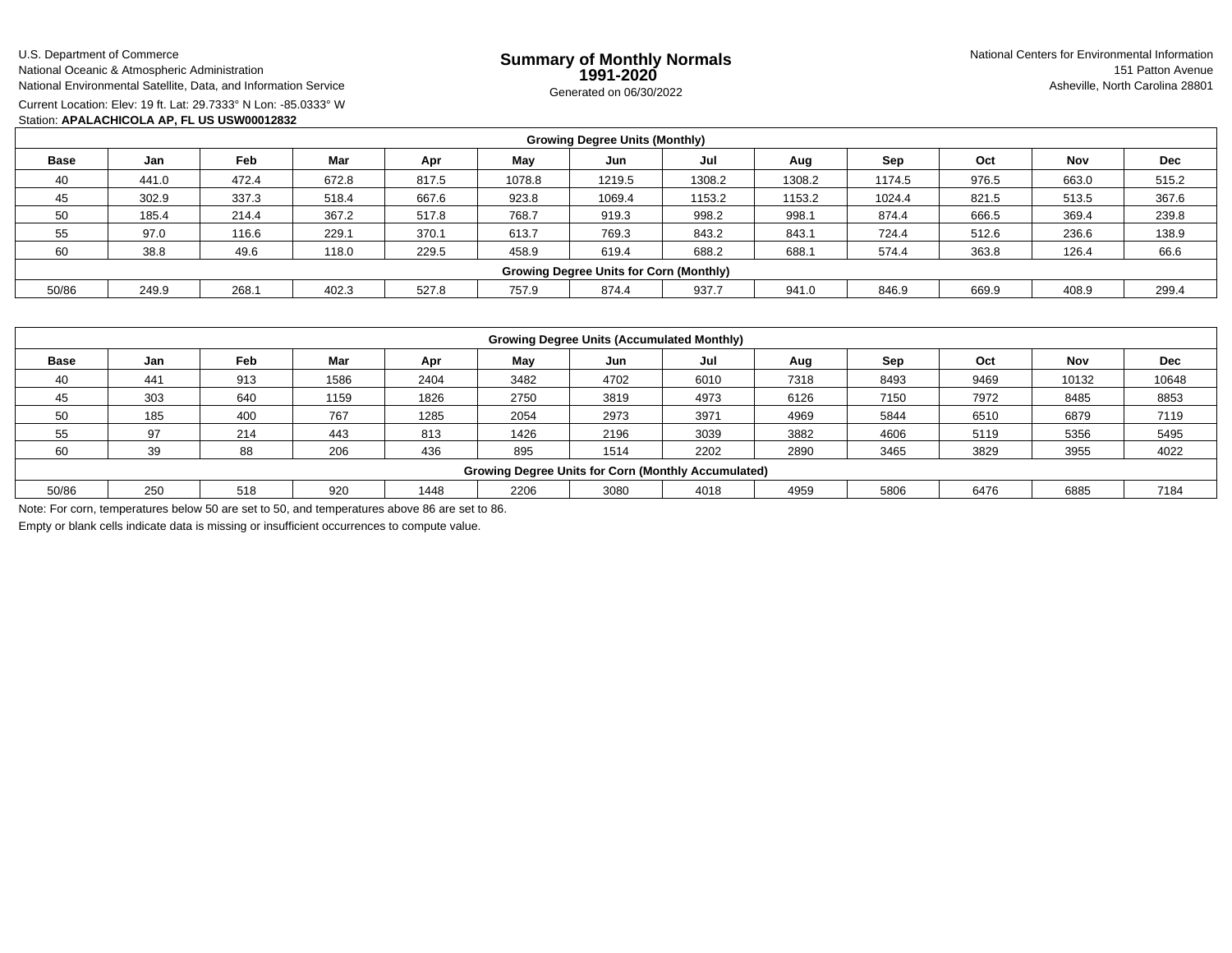U.S. Department of Commerce
National Oceanic & Atmospheric Administration
National Environmental Satellite, Data, and Information Service

# Summary of Monthly Normals 1991-2020

Generated on 06/30/2022

National Centers for Environmental Information
151 Patton Avenue
Asheville, North Carolina 28801

Current Location: Elev: 19 ft. Lat: 29.7333° N Lon: -85.0333° W
Station: **APALACHICOLA AP, FL US USW00012832**

| Growing Degree Units (Monthly) | | | | | | | | | | | | |
|---|---|---|---|---|---|---|---|---|---|---|---|---|
| **Base** | **Jan** | **Feb** | **Mar** | **Apr** | **May** | **Jun** | **Jul** | **Aug** | **Sep** | **Oct** | **Nov** | **Dec** |
| 40 | 441.0 | 472.4 | 672.8 | 817.5 | 1078.8 | 1219.5 | 1308.2 | 1308.2 | 1174.5 | 976.5 | 663.0 | 515.2 |
| 45 | 302.9 | 337.3 | 518.4 | 667.6 | 923.8 | 1069.4 | 1153.2 | 1153.2 | 1024.4 | 821.5 | 513.5 | 367.6 |
| 50 | 185.4 | 214.4 | 367.2 | 517.8 | 768.7 | 919.3 | 998.2 | 998.1 | 874.4 | 666.5 | 369.4 | 239.8 |
| 55 | 97.0 | 116.6 | 229.1 | 370.1 | 613.7 | 769.3 | 843.2 | 843.1 | 724.4 | 512.6 | 236.6 | 138.9 |
| 60 | 38.8 | 49.6 | 118.0 | 229.5 | 458.9 | 619.4 | 688.2 | 688.1 | 574.4 | 363.8 | 126.4 | 66.6 |
| **Growing Degree Units for Corn (Monthly)** | | | | | | | | | | | | |
| 50/86 | 249.9 | 268.1 | 402.3 | 527.8 | 757.9 | 874.4 | 937.7 | 941.0 | 846.9 | 669.9 | 408.9 | 299.4 |

| Growing Degree Units (Accumulated Monthly) | | | | | | | | | | | | |
|---|---|---|---|---|---|---|---|---|---|---|---|---|
| **Base** | **Jan** | **Feb** | **Mar** | **Apr** | **May** | **Jun** | **Jul** | **Aug** | **Sep** | **Oct** | **Nov** | **Dec** |
| 40 | 441 | 913 | 1586 | 2404 | 3482 | 4702 | 6010 | 7318 | 8493 | 9469 | 10132 | 10648 |
| 45 | 303 | 640 | 1159 | 1826 | 2750 | 3819 | 4973 | 6126 | 7150 | 7972 | 8485 | 8853 |
| 50 | 185 | 400 | 767 | 1285 | 2054 | 2973 | 3971 | 4969 | 5844 | 6510 | 6879 | 7119 |
| 55 | 97 | 214 | 443 | 813 | 1426 | 2196 | 3039 | 3882 | 4606 | 5119 | 5356 | 5495 |
| 60 | 39 | 88 | 206 | 436 | 895 | 1514 | 2202 | 2890 | 3465 | 3829 | 3955 | 4022 |
| **Growing Degree Units for Corn (Monthly Accumulated)** | | | | | | | | | | | | |
| 50/86 | 250 | 518 | 920 | 1448 | 2206 | 3080 | 4018 | 4959 | 5806 | 6476 | 6885 | 7184 |

Note: For corn, temperatures below 50 are set to 50, and temperatures above 86 are set to 86.

Empty or blank cells indicate data is missing or insufficient occurrences to compute value.